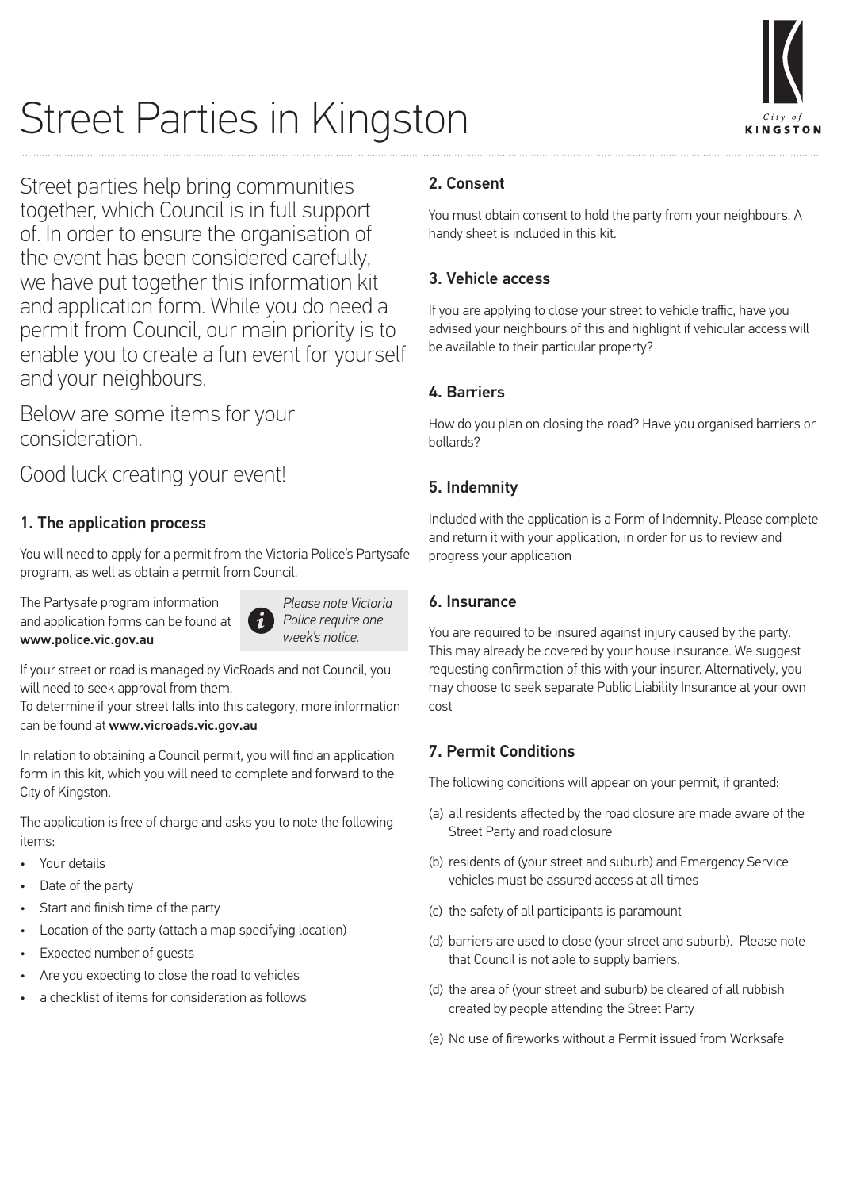# Street Parties in Kingston

Street parties help bring communities together, which Council is in full support of. In order to ensure the organisation of the event has been considered carefully, we have put together this information kit and application form. While you do need a permit from Council, our main priority is to enable you to create a fun event for yourself and your neighbours.

Below are some items for your consideration.

Good luck creating your event!

## 1. The application process

You will need to apply for a permit from the Victoria Police's Partysafe program, as well as obtain a permit from Council.

The Partysafe program information and application forms can be found at **www.police.vic.gov.au**

*Please note Victoria Police require one week's notice.*

If your street or road is managed by VicRoads and not Council, you will need to seek approval from them.
To determine if your street falls into this category, more information can be found at **www.vicroads.vic.gov.au**

In relation to obtaining a Council permit, you will find an application form in this kit, which you will need to complete and forward to the City of Kingston.

The application is free of charge and asks you to note the following items:

- Your details
- Date of the party
- Start and finish time of the party
- Location of the party (attach a map specifying location)
- Expected number of guests
- Are you expecting to close the road to vehicles
- a checklist of items for consideration as follows

## 2. Consent

You must obtain consent to hold the party from your neighbours. A handy sheet is included in this kit.

## 3. Vehicle access

If you are applying to close your street to vehicle traffic, have you advised your neighbours of this and highlight if vehicular access will be available to their particular property?

## 4. Barriers

How do you plan on closing the road? Have you organised barriers or bollards?

## 5. Indemnity

Included with the application is a Form of Indemnity. Please complete and return it with your application, in order for us to review and progress your application

## 6. Insurance

You are required to be insured against injury caused by the party. This may already be covered by your house insurance. We suggest requesting confirmation of this with your insurer. Alternatively, you may choose to seek separate Public Liability Insurance at your own cost

## 7. Permit Conditions

The following conditions will appear on your permit, if granted:

(a) all residents affected by the road closure are made aware of the Street Party and road closure

(b) residents of (your street and suburb) and Emergency Service vehicles must be assured access at all times

(c) the safety of all participants is paramount

(d) barriers are used to close (your street and suburb). Please note that Council is not able to supply barriers.

(d) the area of (your street and suburb) be cleared of all rubbish created by people attending the Street Party

(e) No use of fireworks without a Permit issued from Worksafe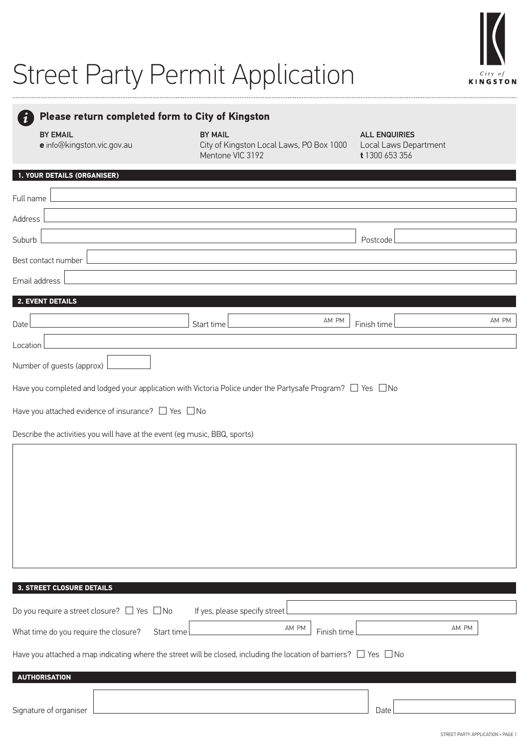# Street Party Permit Application

City of KINGSTON

**Please return completed form to City of Kingston**

**BY EMAIL**
**e** info@kingston.vic.gov.au

**BY MAIL**
City of Kingston Local Laws, PO Box 1000
Mentone VIC 3192

**ALL ENQUIRIES**
Local Laws Department
**t** 1300 653 356

## 1. YOUR DETAILS (ORGANISER)

Full name

Address

Suburb  Postcode

Best contact number

Email address

## 2. EVENT DETAILS

Date  Start time AM PM  Finish time AM PM

Location

Number of guests (approx)

Have you completed and lodged your application with Victoria Police under the Partysafe Program? ☐ Yes ☐ No

Have you attached evidence of insurance? ☐ Yes ☐ No

Describe the activities you will have at the event (eg music, BBQ, sports)

## 3. STREET CLOSURE DETAILS

Do you require a street closure? ☐ Yes ☐ No  If yes, please specify street

What time do you require the closure?  Start time AM PM  Finish time AM PM

Have you attached a map indicating where the street will be closed, including the location of barriers? ☐ Yes ☐ No

## AUTHORISATION

Signature of organiser  Date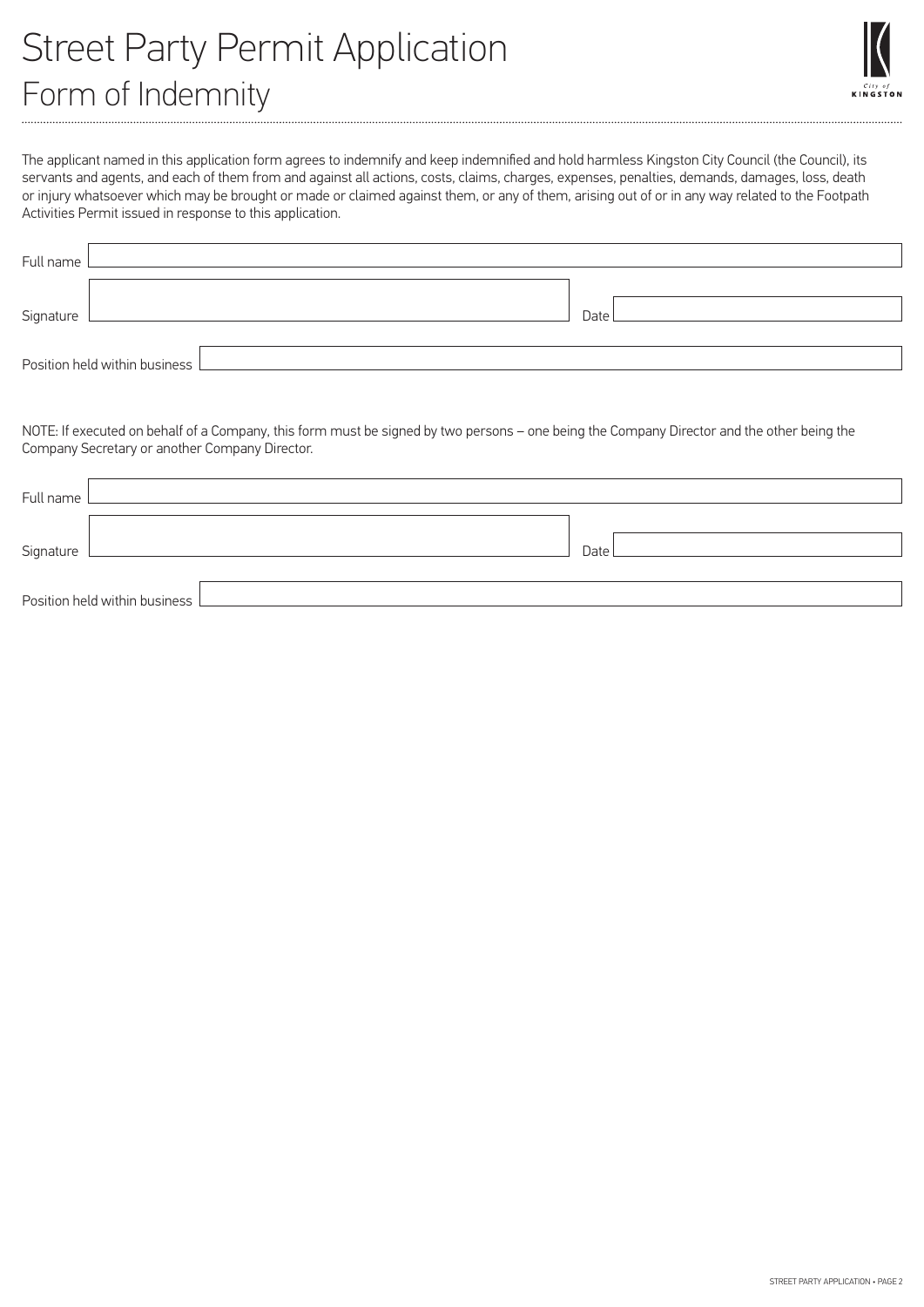# Street Party Permit Application

## Form of Indemnity

The applicant named in this application form agrees to indemnify and keep indemnified and hold harmless Kingston City Council (the Council), its servants and agents, and each of them from and against all actions, costs, claims, charges, expenses, penalties, demands, damages, loss, death or injury whatsoever which may be brought or made or claimed against them, or any of them, arising out of or in any way related to the Footpath Activities Permit issued in response to this application.

Full name

Signature

Date

Position held within business

NOTE: If executed on behalf of a Company, this form must be signed by two persons – one being the Company Director and the other being the Company Secretary or another Company Director.

Full name

Signature

Date

Position held within business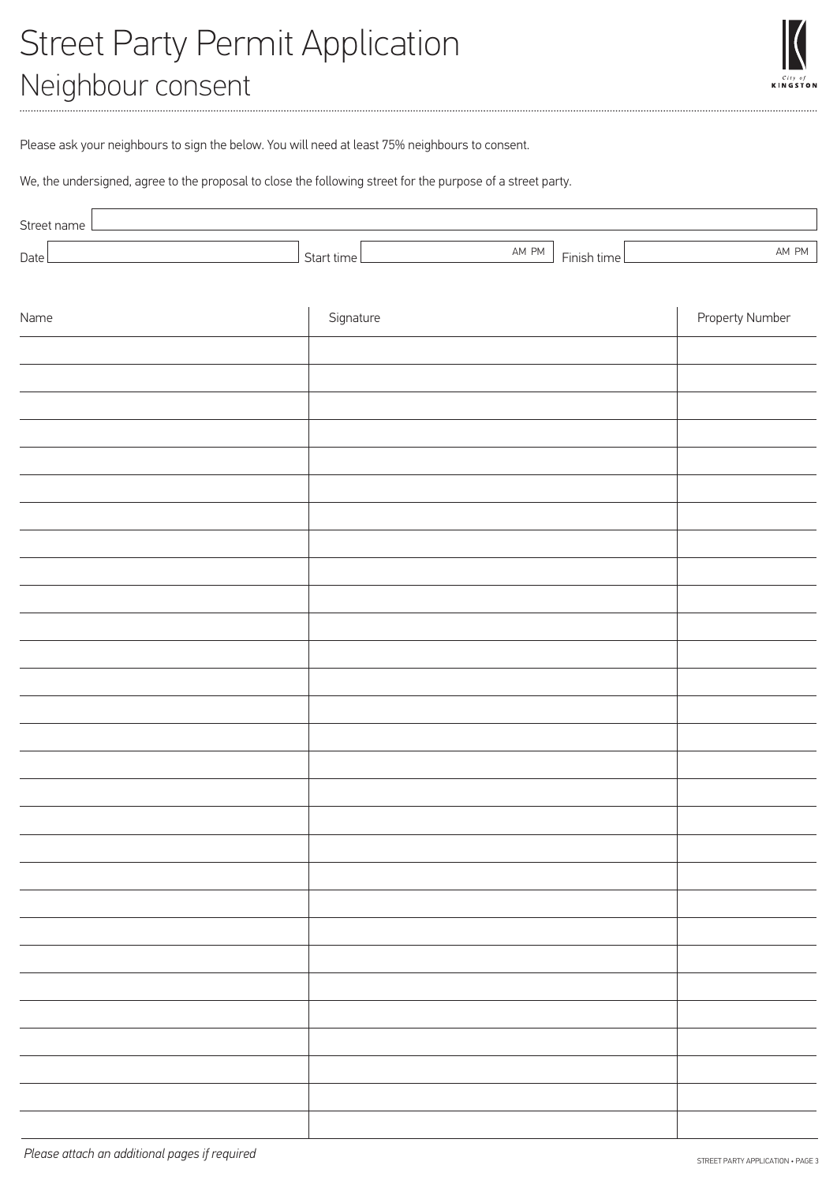# Street Party Permit Application

## Neighbour consent

Please ask your neighbours to sign the below. You will need at least 75% neighbours to consent.

We, the undersigned, agree to the proposal to close the following street for the purpose of a street party.

Street name

Date Start time AM PM Finish time AM PM

| Name | Signature | Property Number |
|---|---|---|
| | | |
| | | |
| | | |
| | | |
| | | |
| | | |
| | | |
| | | |
| | | |
| | | |
| | | |
| | | |
| | | |
| | | |
| | | |
| | | |
| | | |
| | | |
| | | |
| | | |
| | | |
| | | |
| | | |
| | | |
| | | |
| | | |
| | | |
| | | |
| | | |

*Please attach an additional pages if required*